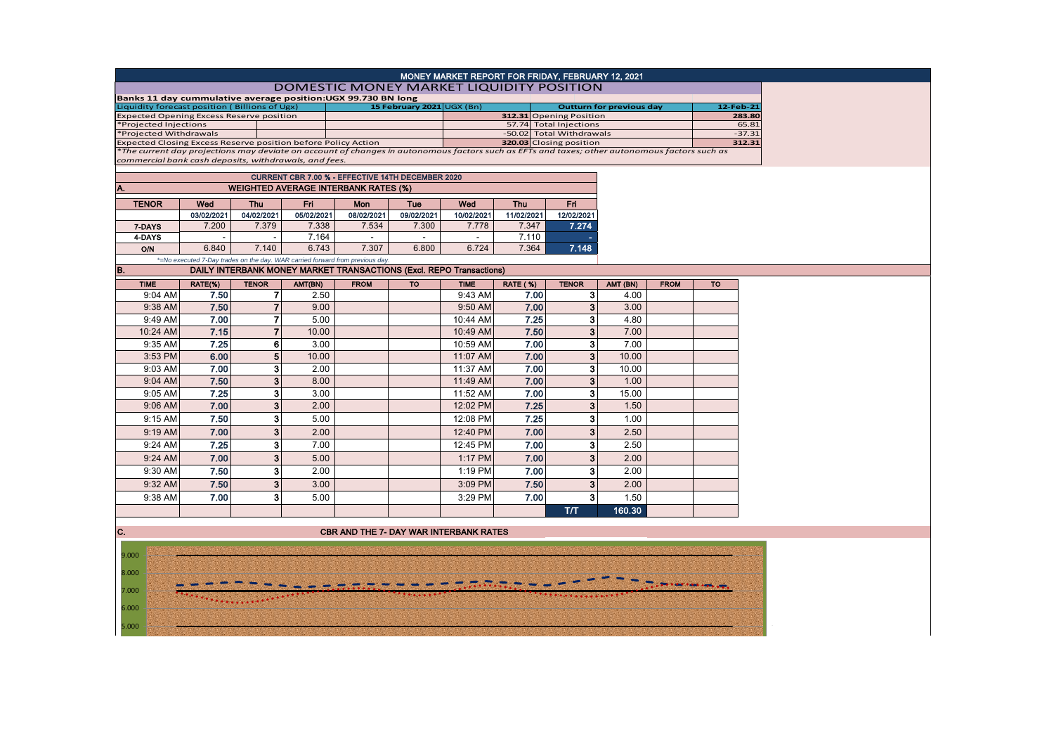# MONEY MARKET REPORT FOR FRIDAY, FEBRUARY 12, 2021

## DOMESTIC MONEY MARKET LIQUIDITY POSITION

**Banks 11 day cummulative average position:UGX 99.730 BN long**

| Liquidity forecast position ( Billions of Ugx) | 15 February 2021 UGX (Bn) | Outturn for previous day | 12-Feb-21 |
|---|---|---|---|
| Expected Opening Excess Reserve position | 312.31 | Opening Position | 283.80 |
| *Projected Injections | 57.74 | Total Injections | 65.81 |
| *Projected Withdrawals | -50.02 | Total Withdrawals | -37.31 |
| Expected Closing Excess Reserve position before Policy Action | 320.03 | Closing position | 312.31 |

*The current day projections may deviate on account of changes in autonomous factors such as EFTs and taxes; other autonomous factors such as commercial bank cash deposits, withdrawals, and fees.*

### CURRENT CBR 7.00 % - EFFECTIVE 14TH DECEMBER 2020

### A. WEIGHTED AVERAGE INTERBANK RATES (%)

| TENOR | Wed | Thu | Fri | Mon | Tue | Wed | Thu | Fri |
|---|---|---|---|---|---|---|---|---|
| | 03/02/2021 | 04/02/2021 | 05/02/2021 | 08/02/2021 | 09/02/2021 | 10/02/2021 | 11/02/2021 | 12/02/2021 |
| 7-DAYS | 7.200 | 7.379 | 7.338 | 7.534 | 7.300 | 7.778 | 7.347 | 7.274 |
| 4-DAYS | - | - | 7.164 | - | - | - | 7.110 | - |
| O/N | 6.840 | 7.140 | 6.743 | 7.307 | 6.800 | 6.724 | 7.364 | 7.148 |

*=No executed 7-Day trades on the day. WAR carried forward from previous day.

### B. DAILY INTERBANK MONEY MARKET TRANSACTIONS (Excl. REPO Transactions)

| TIME | RATE(%) | TENOR | AMT(BN) | FROM | TO | TIME | RATE ( %) | TENOR | AMT (BN) | FROM | TO |
|---|---|---|---|---|---|---|---|---|---|---|---|
| 9:04 AM | 7.50 | 7 | 2.50 | | | 9:43 AM | 7.00 | 3 | 4.00 | | |
| 9:38 AM | 7.50 | 7 | 9.00 | | | 9:50 AM | 7.00 | 3 | 3.00 | | |
| 9:49 AM | 7.00 | 7 | 5.00 | | | 10:44 AM | 7.25 | 3 | 4.80 | | |
| 10:24 AM | 7.15 | 7 | 10.00 | | | 10:49 AM | 7.50 | 3 | 7.00 | | |
| 9:35 AM | 7.25 | 6 | 3.00 | | | 10:59 AM | 7.00 | 3 | 7.00 | | |
| 3:53 PM | 6.00 | 5 | 10.00 | | | 11:07 AM | 7.00 | 3 | 10.00 | | |
| 9:03 AM | 7.00 | 3 | 2.00 | | | 11:37 AM | 7.00 | 3 | 10.00 | | |
| 9:04 AM | 7.50 | 3 | 8.00 | | | 11:49 AM | 7.00 | 3 | 1.00 | | |
| 9:05 AM | 7.25 | 3 | 3.00 | | | 11:52 AM | 7.00 | 3 | 15.00 | | |
| 9:06 AM | 7.00 | 3 | 2.00 | | | 12:02 PM | 7.25 | 3 | 1.50 | | |
| 9:15 AM | 7.50 | 3 | 5.00 | | | 12:08 PM | 7.25 | 3 | 1.00 | | |
| 9:19 AM | 7.00 | 3 | 2.00 | | | 12:40 PM | 7.00 | 3 | 2.50 | | |
| 9:24 AM | 7.25 | 3 | 7.00 | | | 12:45 PM | 7.00 | 3 | 2.50 | | |
| 9:24 AM | 7.00 | 3 | 5.00 | | | 1:17 PM | 7.00 | 3 | 2.00 | | |
| 9:30 AM | 7.50 | 3 | 2.00 | | | 1:19 PM | 7.00 | 3 | 2.00 | | |
| 9:32 AM | 7.50 | 3 | 3.00 | | | 3:09 PM | 7.50 | 3 | 2.00 | | |
| 9:38 AM | 7.00 | 3 | 5.00 | | | 3:29 PM | 7.00 | 3 | 1.50 | | |
| | | | | | | | | T/T | 160.30 | | |

### C. CBR AND THE 7- DAY WAR INTERBANK RATES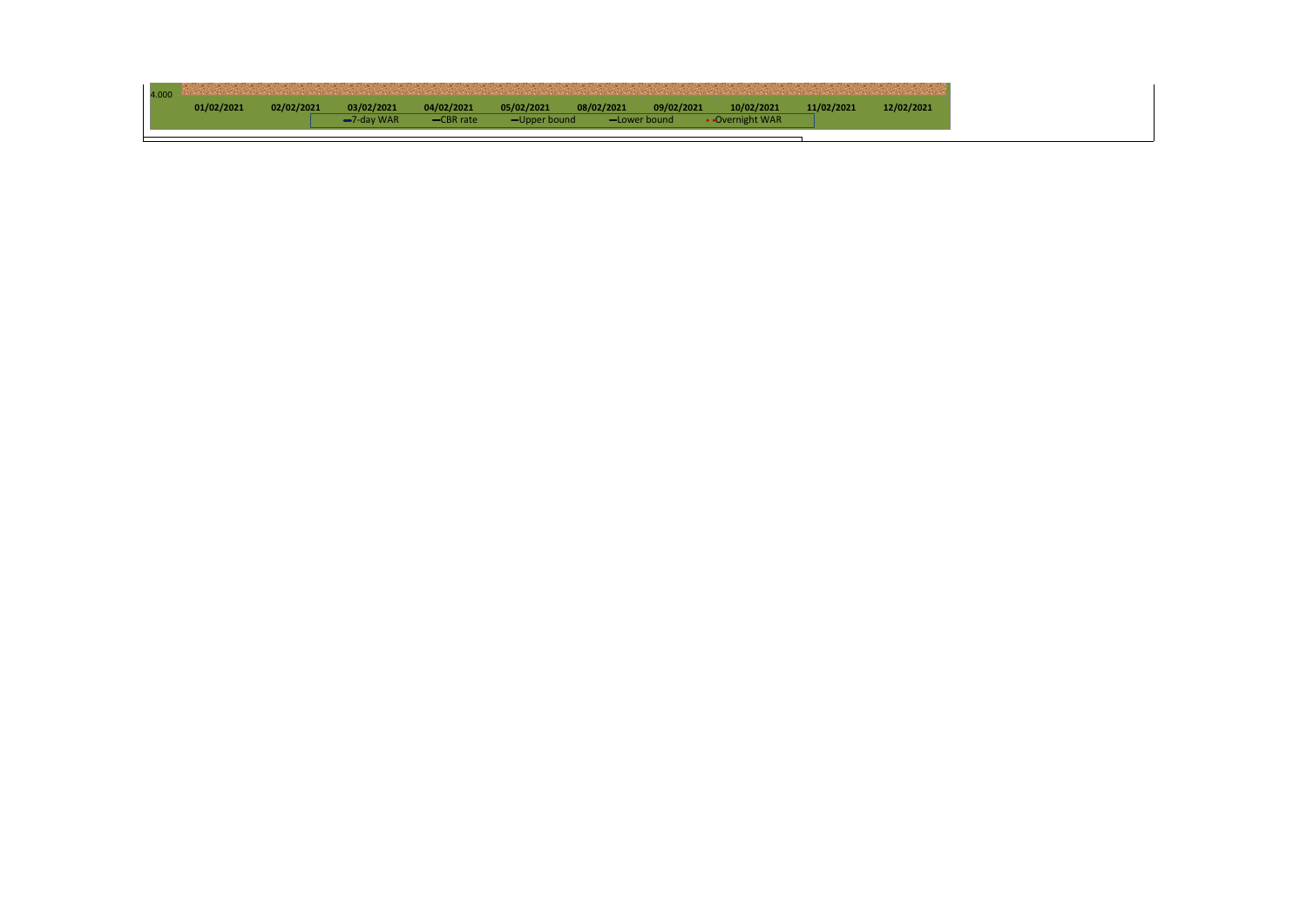4.000

01/02/2021 02/02/2021 03/02/2021 04/02/2021 05/02/2021 08/02/2021 09/02/2021 10/02/2021 11/02/2021 12/02/2021

7-day WAR   CBR rate   Upper bound   Lower bound   Overnight WAR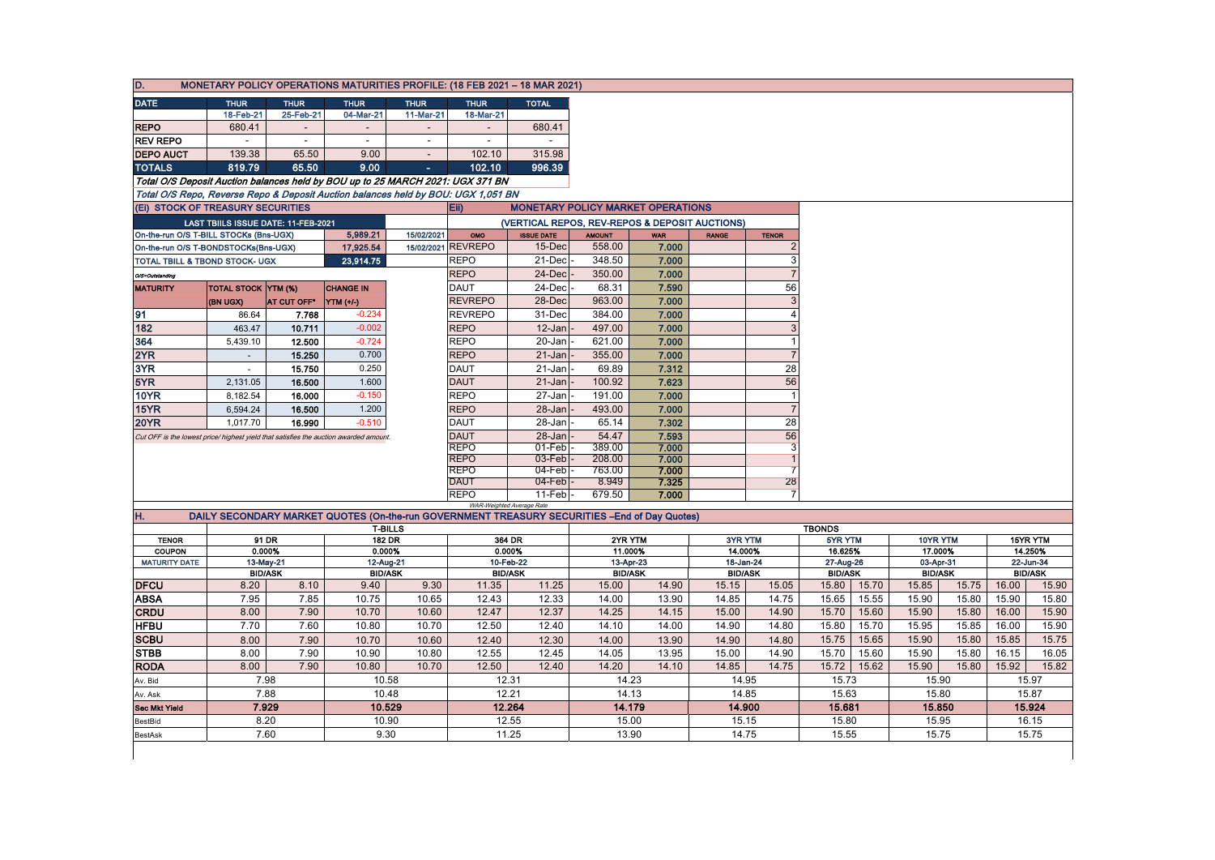## D. MONETARY POLICY OPERATIONS MATURITIES PROFILE: (18 FEB 2021 – 18 MAR 2021)

| DATE | THUR | THUR | THUR | THUR | THUR | TOTAL |
|---|---|---|---|---|---|---|
| | 18-Feb-21 | 25-Feb-21 | 04-Mar-21 | 11-Mar-21 | 18-Mar-21 | |
| REPO | 680.41 | - | - | - | - | 680.41 |
| REV REPO | - | - | - | - | - | - |
| DEPO AUCT | 139.38 | 65.50 | 9.00 | - | 102.10 | 315.98 |
| TOTALS | 819.79 | 65.50 | 9.00 | - | 102.10 | 996.39 |

*Total O/S Deposit Auction balances held by BOU up to 25 MARCH 2021: UGX 371 BN*

*Total O/S Repo, Reverse Repo & Deposit Auction balances held by BOU: UGX 1,051 BN*

## (EI) STOCK OF TREASURY SECURITIES

| LAST TBIILS ISSUE DATE: 11-FEB-2021 | | | |
|---|---|---|---|
| On-the-run O/S T-BILL STOCKs (Bns-UGX) | | 5,989.21 | 15/02/2021 |
| On-the-run O/S T-BONDSTOCKs(Bns-UGX) | | 17,925.54 | 15/02/2021 |
| TOTAL TBILL & TBOND STOCK- UGX | | 23,914.75 | |

O/S=Outstanding

| MATURITY | TOTAL STOCK (BN UGX) | YTM (%) AT CUT OFF* | CHANGE IN YTM (+/-) |
|---|---|---|---|
| 91 | 86.64 | 7.768 | -0.234 |
| 182 | 463.47 | 10.711 | -0.002 |
| 364 | 5,439.10 | 12.500 | -0.724 |
| 2YR | - | 15.250 | 0.700 |
| 3YR | - | 15.750 | 0.250 |
| 5YR | 2,131.05 | 16.500 | 1.600 |
| 10YR | 8,182.54 | 16.000 | -0.150 |
| 15YR | 6,594.24 | 16.500 | 1.200 |
| 20YR | 1,017.70 | 16.990 | -0.510 |

*Cut OFF is the lowest price/ highest yield that satisfies the auction awarded amount.*

## Eii) MONETARY POLICY MARKET OPERATIONS

(VERTICAL REPOS, REV-REPOS & DEPOSIT AUCTIONS)

| OMO | ISSUE DATE | AMOUNT | WAR | RANGE | TENOR |
|---|---|---|---|---|---|
| REVREPO | 15-Dec | 558.00 | 7.000 | | 2 |
| REPO | 21-Dec | 348.50 | 7.000 | | 3 |
| REPO | 24-Dec | 350.00 | 7.000 | | 7 |
| DAUT | 24-Dec | 68.31 | 7.590 | | 56 |
| REVREPO | 28-Dec | 963.00 | 7.000 | | 3 |
| REVREPO | 31-Dec | 384.00 | 7.000 | | 4 |
| REPO | 12-Jan | 497.00 | 7.000 | | 3 |
| REPO | 20-Jan | 621.00 | 7.000 | | 1 |
| REPO | 21-Jan | 355.00 | 7.000 | | 7 |
| DAUT | 21-Jan | 69.89 | 7.312 | | 28 |
| DAUT | 21-Jan | 100.92 | 7.623 | | 56 |
| REPO | 27-Jan | 191.00 | 7.000 | | 1 |
| REPO | 28-Jan | 493.00 | 7.000 | | 7 |
| DAUT | 28-Jan | 65.14 | 7.302 | | 28 |
| DAUT | 28-Jan | 54.47 | 7.593 | | 56 |
| REPO | 01-Feb | 389.00 | 7.000 | | 3 |
| REPO | 03-Feb | 208.00 | 7.000 | | 1 |
| REPO | 04-Feb | 763.00 | 7.000 | | 7 |
| DAUT | 04-Feb | 8.949 | 7.325 | | 28 |
| REPO | 11-Feb | 679.50 | 7.000 | | 7 |

WAR-Weighted Average Rate

## H. DAILY SECONDARY MARKET QUOTES (On-the-run GOVERNMENT TREASURY SECURITIES –End of Day Quotes)

| | T-BILLS | | | | | | TBONDS | | | | | | | | | | | |
|---|---|---|---|---|---|---|---|---|---|---|---|---|---|---|---|---|---|---|
| TENOR | 91 DR | | 182 DR | | 364 DR | | 2YR YTM | | 3YR YTM | | 5YR YTM | | 10YR YTM | | 15YR YTM | |
| COUPON | 0.000% | | 0.000% | | 0.000% | | 11.000% | | 14.000% | | 16.625% | | 17.000% | | 14.250% | |
| MATURITY DATE | 13-May-21 | | 12-Aug-21 | | 10-Feb-22 | | 13-Apr-23 | | 18-Jan-24 | | 27-Aug-26 | | 03-Apr-31 | | 22-Jun-34 | |
| | BID/ASK | | BID/ASK | | BID/ASK | | BID/ASK | | BID/ASK | | BID/ASK | | BID/ASK | | BID/ASK | |
| DFCU | 8.20 | 8.10 | 9.40 | 9.30 | 11.35 | 11.25 | 15.00 | 14.90 | 15.15 | 15.05 | 15.80 | 15.70 | 15.85 | 15.75 | 16.00 | 15.90 |
| ABSA | 7.95 | 7.85 | 10.75 | 10.65 | 12.43 | 12.33 | 14.00 | 13.90 | 14.85 | 14.75 | 15.65 | 15.55 | 15.90 | 15.80 | 15.90 | 15.80 |
| CRDU | 8.00 | 7.90 | 10.70 | 10.60 | 12.47 | 12.37 | 14.25 | 14.15 | 15.00 | 14.90 | 15.70 | 15.60 | 15.90 | 15.80 | 16.00 | 15.90 |
| HFBU | 7.70 | 7.60 | 10.80 | 10.70 | 12.50 | 12.40 | 14.10 | 14.00 | 14.90 | 14.80 | 15.80 | 15.70 | 15.95 | 15.85 | 16.00 | 15.90 |
| SCBU | 8.00 | 7.90 | 10.70 | 10.60 | 12.40 | 12.30 | 14.00 | 13.90 | 14.90 | 14.80 | 15.75 | 15.65 | 15.90 | 15.80 | 15.85 | 15.75 |
| STBB | 8.00 | 7.90 | 10.90 | 10.80 | 12.55 | 12.45 | 14.05 | 13.95 | 15.00 | 14.90 | 15.70 | 15.60 | 15.90 | 15.80 | 16.15 | 16.05 |
| RODA | 8.00 | 7.90 | 10.80 | 10.70 | 12.50 | 12.40 | 14.20 | 14.10 | 14.85 | 14.75 | 15.72 | 15.62 | 15.90 | 15.80 | 15.92 | 15.82 |
| Av. Bid | 7.98 | | 10.58 | | 12.31 | | 14.23 | | 14.95 | | 15.73 | | 15.90 | | 15.97 | |
| Av. Ask | 7.88 | | 10.48 | | 12.21 | | 14.13 | | 14.85 | | 15.63 | | 15.80 | | 15.87 | |
| Sec Mkt Yield | 7.929 | | 10.529 | | 12.264 | | 14.179 | | 14.900 | | 15.681 | | 15.850 | | 15.924 | |
| BestBid | 8.20 | | 10.90 | | 12.55 | | 15.00 | | 15.15 | | 15.80 | | 15.95 | | 16.15 | |
| BestAsk | 7.60 | | 9.30 | | 11.25 | | 13.90 | | 14.75 | | 15.55 | | 15.75 | | 15.75 | |